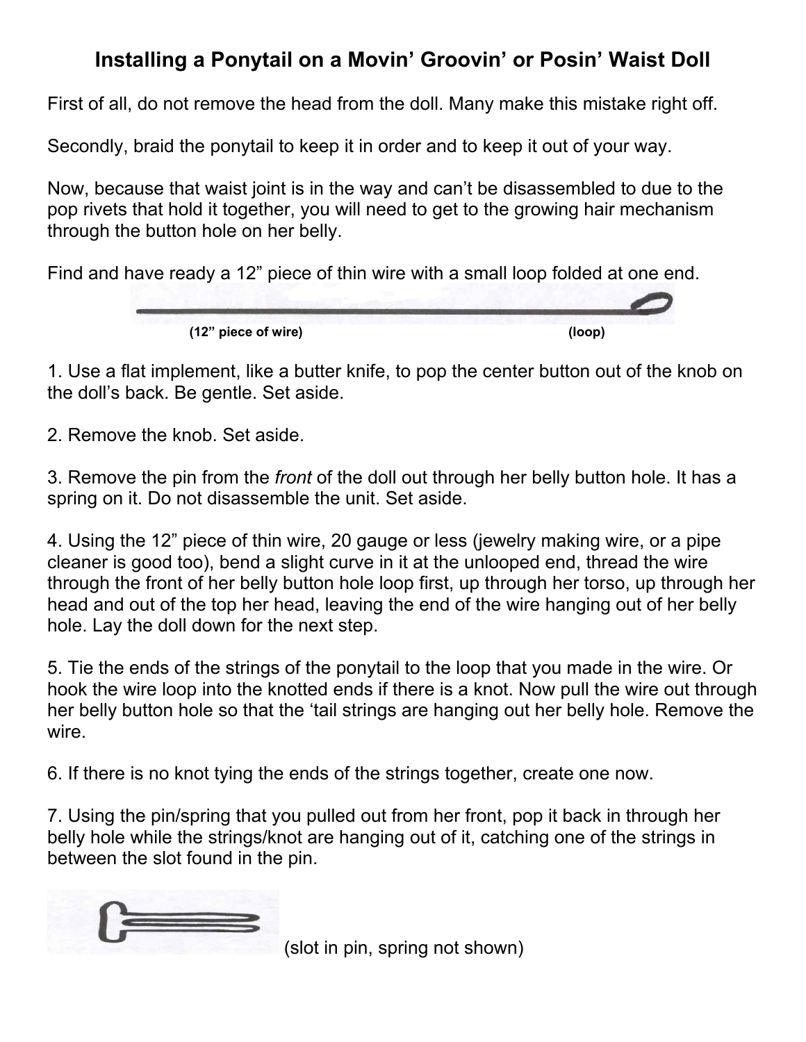# Installing a Ponytail on a Movin' Groovin' or Posin' Waist Doll

First of all, do not remove the head from the doll. Many make this mistake right off.

Secondly, braid the ponytail to keep it in order and to keep it out of your way.

Now, because that waist joint is in the way and can't be disassembled to due to the pop rivets that hold it together, you will need to get to the growing hair mechanism through the button hole on her belly.

Find and have ready a 12" piece of thin wire with a small loop folded at one end.

(12" piece of wire) (loop)

1. Use a flat implement, like a butter knife, to pop the center button out of the knob on the doll's back. Be gentle. Set aside.

2. Remove the knob. Set aside.

3. Remove the pin from the *front* of the doll out through her belly button hole. It has a spring on it. Do not disassemble the unit. Set aside.

4. Using the 12" piece of thin wire, 20 gauge or less (jewelry making wire, or a pipe cleaner is good too), bend a slight curve in it at the unlooped end, thread the wire through the front of her belly button hole loop first, up through her torso, up through her head and out of the top her head, leaving the end of the wire hanging out of her belly hole. Lay the doll down for the next step.

5. Tie the ends of the strings of the ponytail to the loop that you made in the wire. Or hook the wire loop into the knotted ends if there is a knot. Now pull the wire out through her belly button hole so that the 'tail strings are hanging out her belly hole. Remove the wire.

6. If there is no knot tying the ends of the strings together, create one now.

7. Using the pin/spring that you pulled out from her front, pop it back in through her belly hole while the strings/knot are hanging out of it, catching one of the strings in between the slot found in the pin.

(slot in pin, spring not shown)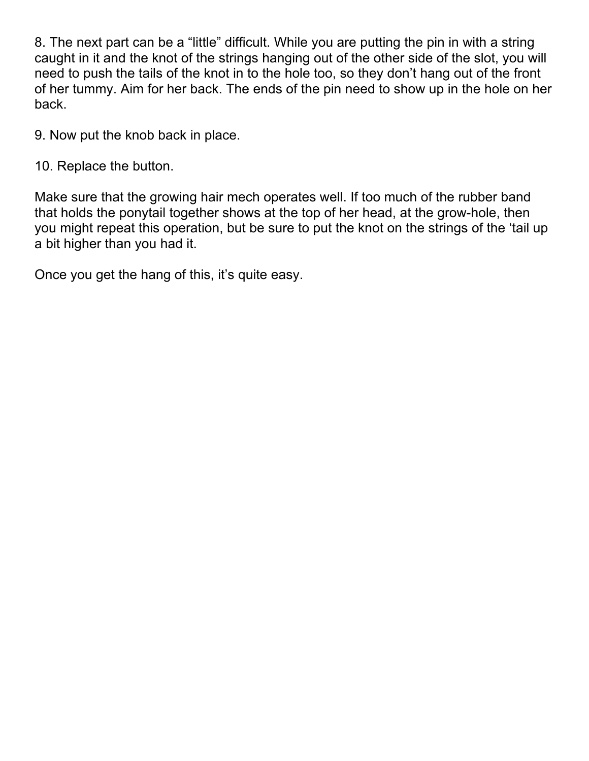8. The next part can be a “little” difficult. While you are putting the pin in with a string caught in it and the knot of the strings hanging out of the other side of the slot, you will need to push the tails of the knot in to the hole too, so they don’t hang out of the front of her tummy. Aim for her back. The ends of the pin need to show up in the hole on her back.

9. Now put the knob back in place.

10. Replace the button.

Make sure that the growing hair mech operates well. If too much of the rubber band that holds the ponytail together shows at the top of her head, at the grow-hole, then you might repeat this operation, but be sure to put the knot on the strings of the ‘tail up a bit higher than you had it.

Once you get the hang of this, it’s quite easy.